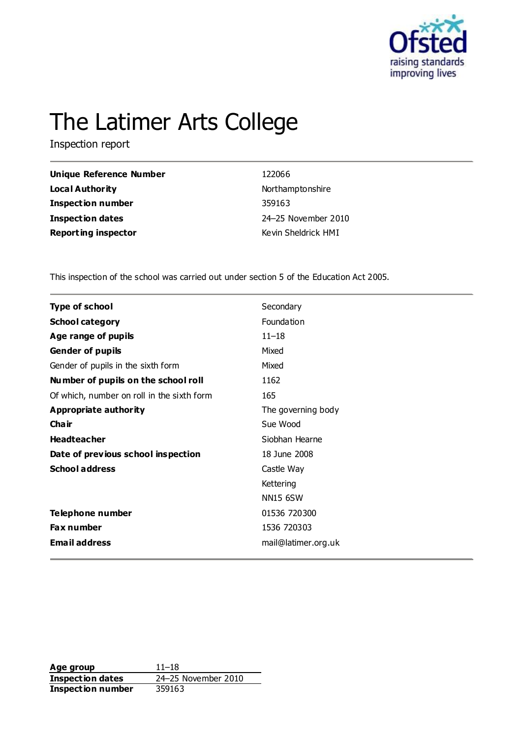# The Latimer Arts College

Inspection report

| | |
|---|---|
| **Unique Reference Number** | 122066 |
| **Local Authority** | Northamptonshire |
| **Inspection number** | 359163 |
| **Inspection dates** | 24–25 November 2010 |
| **Reporting inspector** | Kevin Sheldrick HMI |

This inspection of the school was carried out under section 5 of the Education Act 2005.

| | |
|---|---|
| **Type of school** | Secondary |
| **School category** | Foundation |
| **Age range of pupils** | 11–18 |
| **Gender of pupils** | Mixed |
| Gender of pupils in the sixth form | Mixed |
| **Number of pupils on the school roll** | 1162 |
| Of which, number on roll in the sixth form | 165 |
| **Appropriate authority** | The governing body |
| **Chair** | Sue Wood |
| **Headteacher** | Siobhan Hearne |
| **Date of previous school inspection** | 18 June 2008 |
| **School address** | Castle Way<br>Kettering<br>NN15 6SW |
| **Telephone number** | 01536 720300 |
| **Fax number** | 1536 720303 |
| **Email address** | mail@latimer.org.uk |

| | |
|---|---|
| **Age group** | 11–18 |
| **Inspection dates** | 24–25 November 2010 |
| **Inspection number** | 359163 |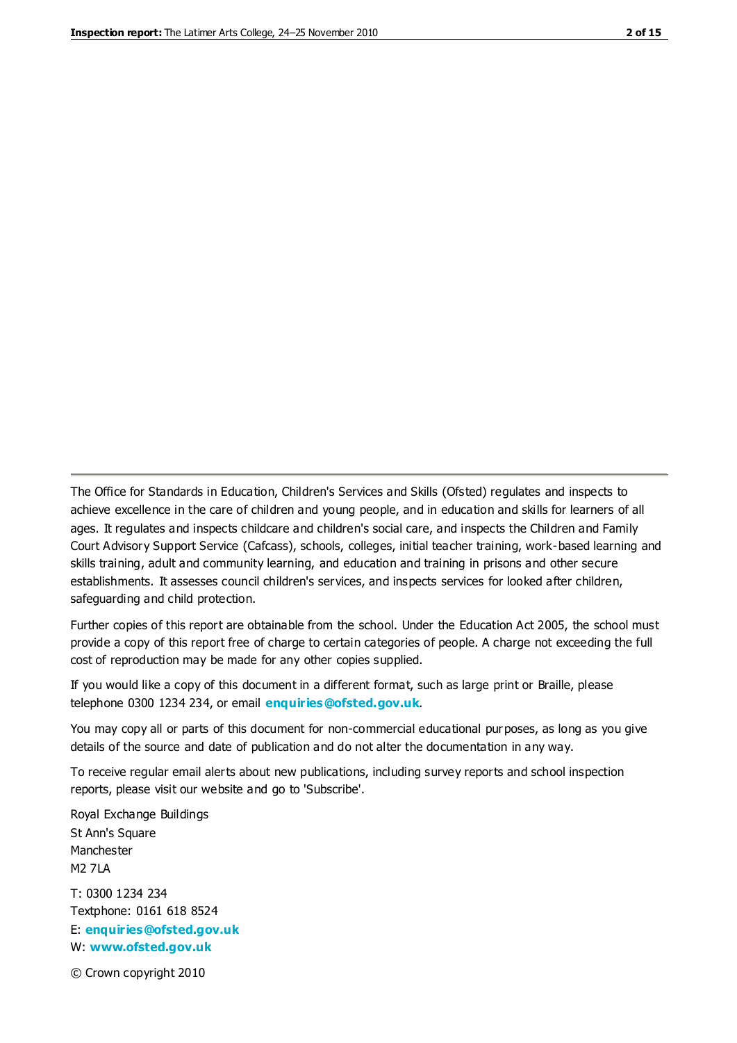The Office for Standards in Education, Children's Services and Skills (Ofsted) regulates and inspects to achieve excellence in the care of children and young people, and in education and skills for learners of all ages. It regulates and inspects childcare and children's social care, and inspects the Children and Family Court Advisory Support Service (Cafcass), schools, colleges, initial teacher training, work-based learning and skills training, adult and community learning, and education and training in prisons and other secure establishments. It assesses council children's services, and inspects services for looked after children, safeguarding and child protection.

Further copies of this report are obtainable from the school. Under the Education Act 2005, the school must provide a copy of this report free of charge to certain categories of people. A charge not exceeding the full cost of reproduction may be made for any other copies supplied.

If you would like a copy of this document in a different format, such as large print or Braille, please telephone 0300 1234 234, or email **enquiries@ofsted.gov.uk**.

You may copy all or parts of this document for non-commercial educational purposes, as long as you give details of the source and date of publication and do not alter the documentation in any way.

To receive regular email alerts about new publications, including survey reports and school inspection reports, please visit our website and go to 'Subscribe'.

Royal Exchange Buildings
St Ann's Square
Manchester
M2 7LA

T: 0300 1234 234
Textphone: 0161 618 8524
E: **enquiries@ofsted.gov.uk**
W: **www.ofsted.gov.uk**

© Crown copyright 2010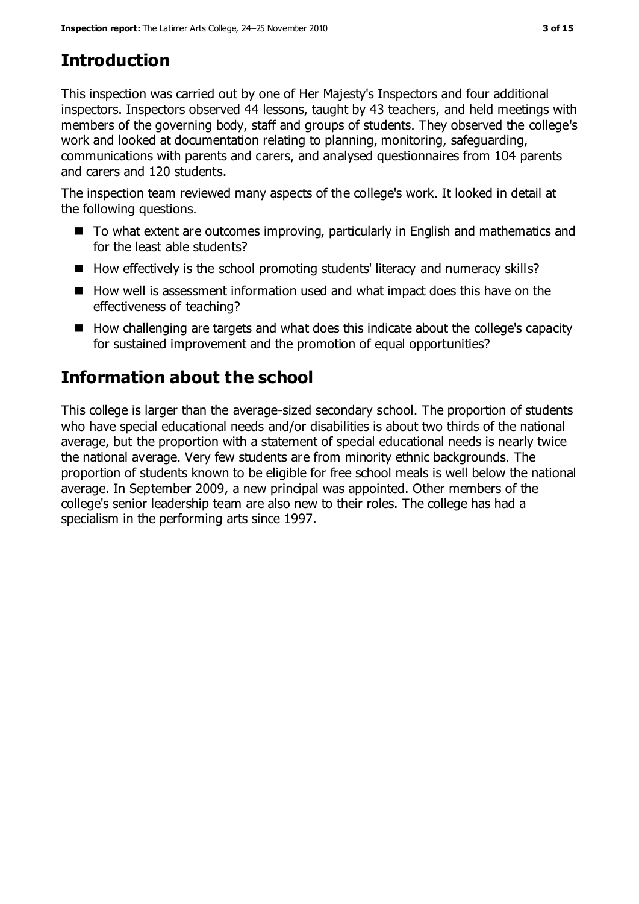## Introduction

This inspection was carried out by one of Her Majesty's Inspectors and four additional inspectors. Inspectors observed 44 lessons, taught by 43 teachers, and held meetings with members of the governing body, staff and groups of students. They observed the college's work and looked at documentation relating to planning, monitoring, safeguarding, communications with parents and carers, and analysed questionnaires from 104 parents and carers and 120 students.

The inspection team reviewed many aspects of the college's work. It looked in detail at the following questions.

- To what extent are outcomes improving, particularly in English and mathematics and for the least able students?
- How effectively is the school promoting students' literacy and numeracy skills?
- How well is assessment information used and what impact does this have on the effectiveness of teaching?
- How challenging are targets and what does this indicate about the college's capacity for sustained improvement and the promotion of equal opportunities?

## Information about the school

This college is larger than the average-sized secondary school. The proportion of students who have special educational needs and/or disabilities is about two thirds of the national average, but the proportion with a statement of special educational needs is nearly twice the national average. Very few students are from minority ethnic backgrounds. The proportion of students known to be eligible for free school meals is well below the national average. In September 2009, a new principal was appointed. Other members of the college's senior leadership team are also new to their roles. The college has had a specialism in the performing arts since 1997.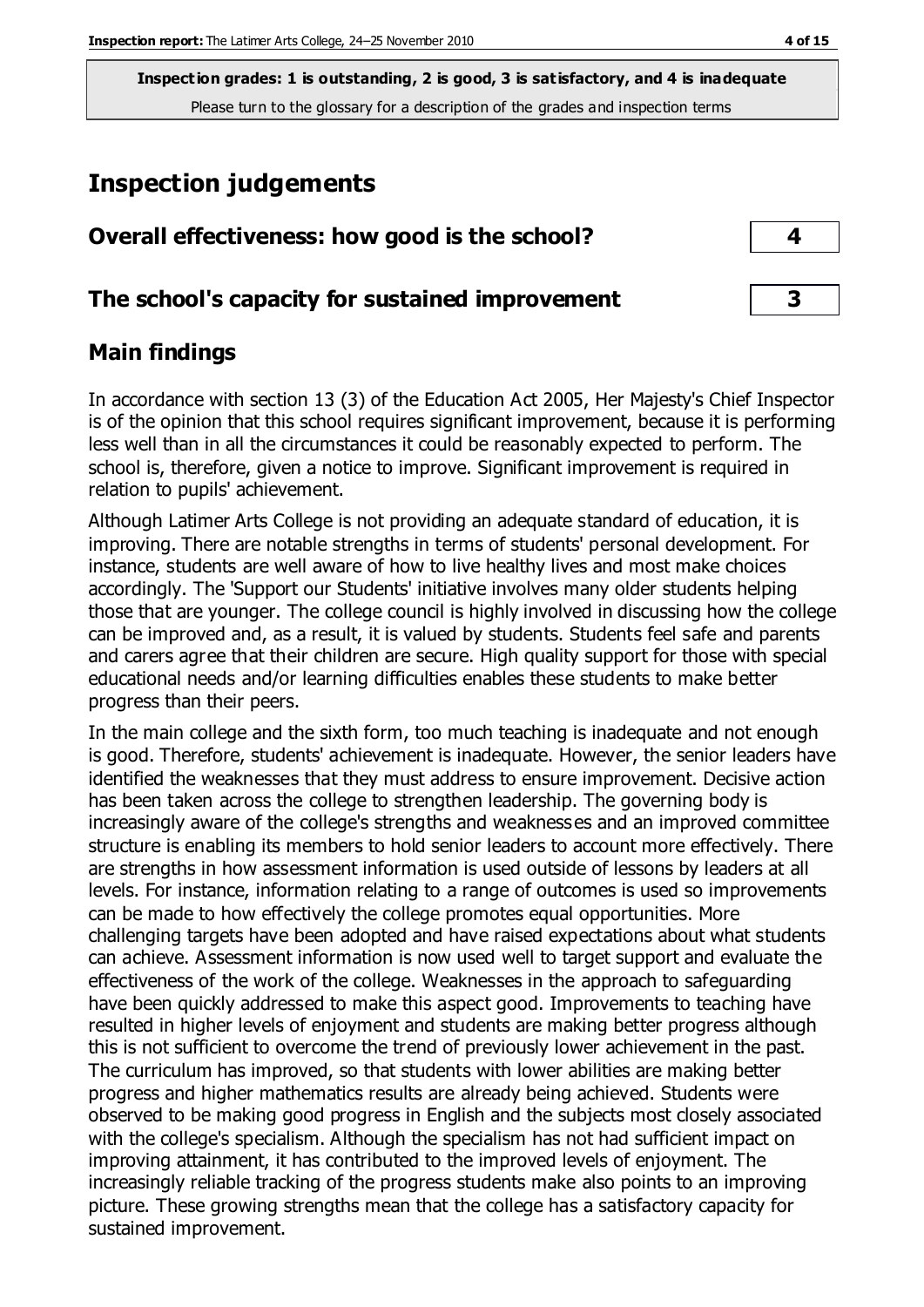**Inspection grades: 1 is outstanding, 2 is good, 3 is satisfactory, and 4 is inadequate**
Please turn to the glossary for a description of the grades and inspection terms

# Inspection judgements

| | |
|---|---|
| **Overall effectiveness: how good is the school?** | **4** |
| **The school's capacity for sustained improvement** | **3** |

## Main findings

In accordance with section 13 (3) of the Education Act 2005, Her Majesty's Chief Inspector is of the opinion that this school requires significant improvement, because it is performing less well than in all the circumstances it could be reasonably expected to perform. The school is, therefore, given a notice to improve. Significant improvement is required in relation to pupils' achievement.

Although Latimer Arts College is not providing an adequate standard of education, it is improving. There are notable strengths in terms of students' personal development. For instance, students are well aware of how to live healthy lives and most make choices accordingly. The 'Support our Students' initiative involves many older students helping those that are younger. The college council is highly involved in discussing how the college can be improved and, as a result, it is valued by students. Students feel safe and parents and carers agree that their children are secure. High quality support for those with special educational needs and/or learning difficulties enables these students to make better progress than their peers.

In the main college and the sixth form, too much teaching is inadequate and not enough is good. Therefore, students' achievement is inadequate. However, the senior leaders have identified the weaknesses that they must address to ensure improvement. Decisive action has been taken across the college to strengthen leadership. The governing body is increasingly aware of the college's strengths and weaknesses and an improved committee structure is enabling its members to hold senior leaders to account more effectively. There are strengths in how assessment information is used outside of lessons by leaders at all levels. For instance, information relating to a range of outcomes is used so improvements can be made to how effectively the college promotes equal opportunities. More challenging targets have been adopted and have raised expectations about what students can achieve. Assessment information is now used well to target support and evaluate the effectiveness of the work of the college. Weaknesses in the approach to safeguarding have been quickly addressed to make this aspect good. Improvements to teaching have resulted in higher levels of enjoyment and students are making better progress although this is not sufficient to overcome the trend of previously lower achievement in the past. The curriculum has improved, so that students with lower abilities are making better progress and higher mathematics results are already being achieved. Students were observed to be making good progress in English and the subjects most closely associated with the college's specialism. Although the specialism has not had sufficient impact on improving attainment, it has contributed to the improved levels of enjoyment. The increasingly reliable tracking of the progress students make also points to an improving picture. These growing strengths mean that the college has a satisfactory capacity for sustained improvement.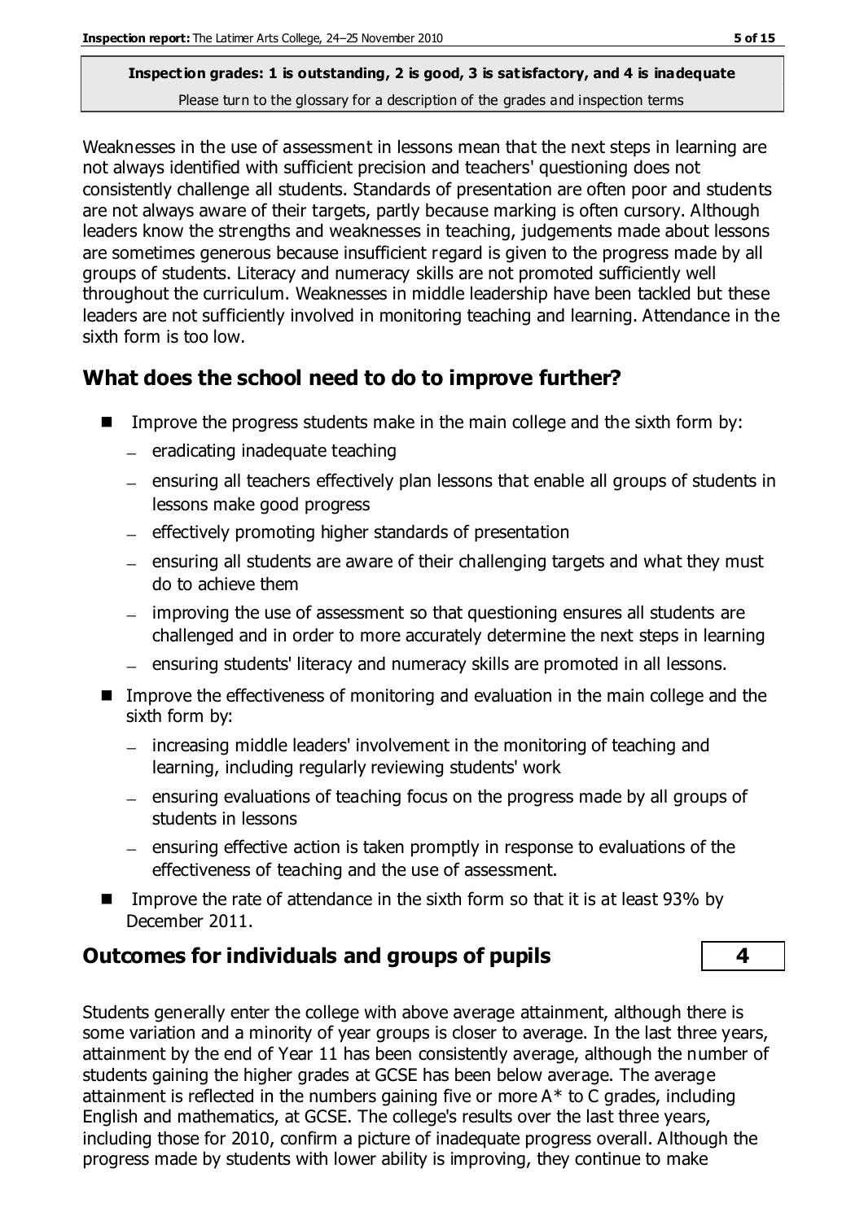Weaknesses in the use of assessment in lessons mean that the next steps in learning are not always identified with sufficient precision and teachers' questioning does not consistently challenge all students. Standards of presentation are often poor and students are not always aware of their targets, partly because marking is often cursory. Although leaders know the strengths and weaknesses in teaching, judgements made about lessons are sometimes generous because insufficient regard is given to the progress made by all groups of students. Literacy and numeracy skills are not promoted sufficiently well throughout the curriculum. Weaknesses in middle leadership have been tackled but these leaders are not sufficiently involved in monitoring teaching and learning. Attendance in the sixth form is too low.

## What does the school need to do to improve further?

- Improve the progress students make in the main college and the sixth form by:
  - eradicating inadequate teaching
  - ensuring all teachers effectively plan lessons that enable all groups of students in lessons make good progress
  - effectively promoting higher standards of presentation
  - ensuring all students are aware of their challenging targets and what they must do to achieve them
  - improving the use of assessment so that questioning ensures all students are challenged and in order to more accurately determine the next steps in learning
  - ensuring students' literacy and numeracy skills are promoted in all lessons.
- Improve the effectiveness of monitoring and evaluation in the main college and the sixth form by:
  - increasing middle leaders' involvement in the monitoring of teaching and learning, including regularly reviewing students' work
  - ensuring evaluations of teaching focus on the progress made by all groups of students in lessons
  - ensuring effective action is taken promptly in response to evaluations of the effectiveness of teaching and the use of assessment.
- Improve the rate of attendance in the sixth form so that it is at least 93% by December 2011.

## Outcomes for individuals and groups of pupils — 4

Students generally enter the college with above average attainment, although there is some variation and a minority of year groups is closer to average. In the last three years, attainment by the end of Year 11 has been consistently average, although the number of students gaining the higher grades at GCSE has been below average. The average attainment is reflected in the numbers gaining five or more A* to C grades, including English and mathematics, at GCSE. The college's results over the last three years, including those for 2010, confirm a picture of inadequate progress overall. Although the progress made by students with lower ability is improving, they continue to make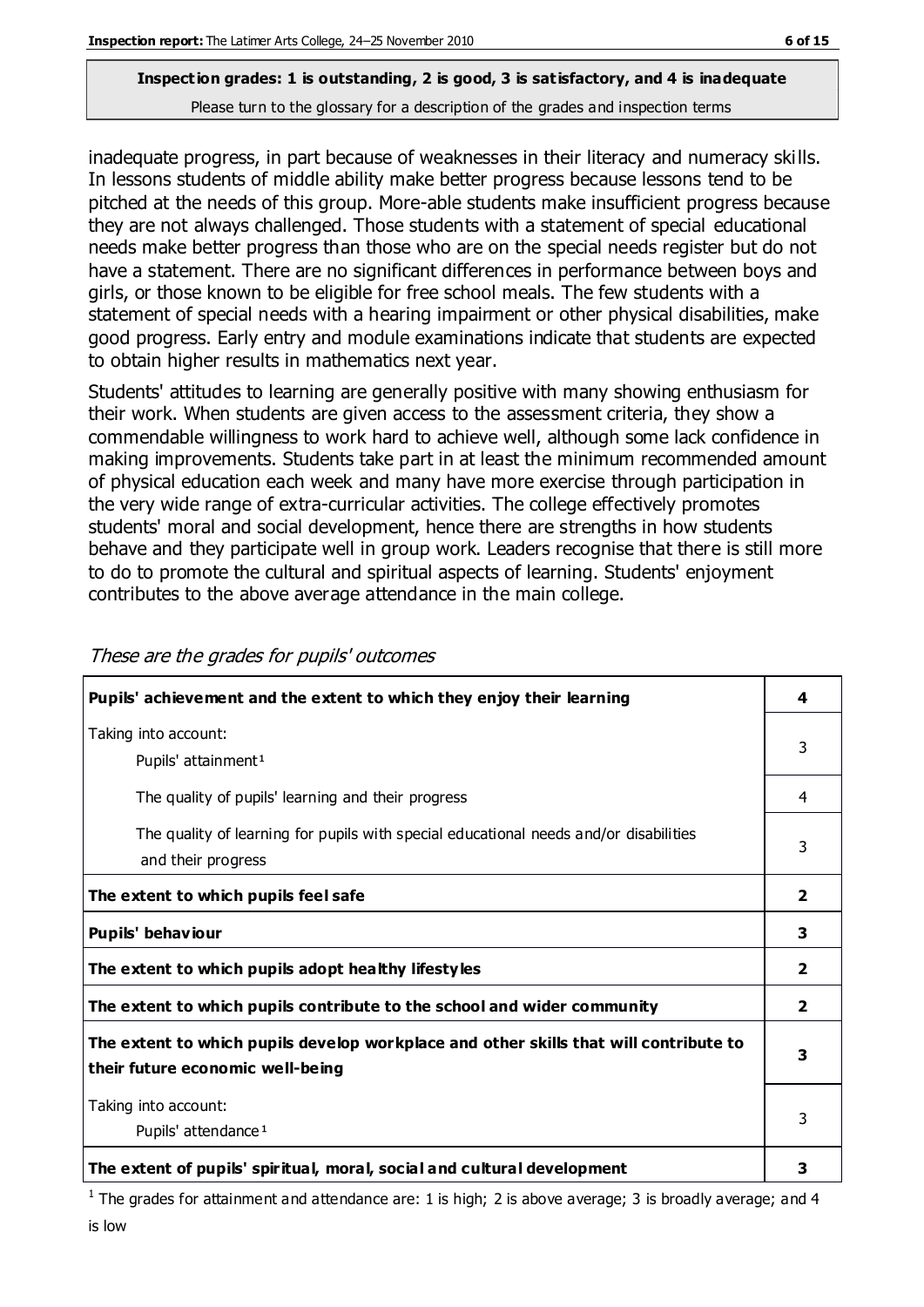inadequate progress, in part because of weaknesses in their literacy and numeracy skills. In lessons students of middle ability make better progress because lessons tend to be pitched at the needs of this group. More-able students make insufficient progress because they are not always challenged. Those students with a statement of special educational needs make better progress than those who are on the special needs register but do not have a statement. There are no significant differences in performance between boys and girls, or those known to be eligible for free school meals. The few students with a statement of special needs with a hearing impairment or other physical disabilities, make good progress. Early entry and module examinations indicate that students are expected to obtain higher results in mathematics next year.

Students' attitudes to learning are generally positive with many showing enthusiasm for their work. When students are given access to the assessment criteria, they show a commendable willingness to work hard to achieve well, although some lack confidence in making improvements. Students take part in at least the minimum recommended amount of physical education each week and many have more exercise through participation in the very wide range of extra-curricular activities. The college effectively promotes students' moral and social development, hence there are strengths in how students behave and they participate well in group work. Leaders recognise that there is still more to do to promote the cultural and spiritual aspects of learning. Students' enjoyment contributes to the above average attendance in the main college.

*These are the grades for pupils' outcomes*

| | |
|---|---|
| **Pupils' achievement and the extent to which they enjoy their learning** | **4** |
| Taking into account: Pupils' attainment[1] | 3 |
| The quality of pupils' learning and their progress | 4 |
| The quality of learning for pupils with special educational needs and/or disabilities and their progress | 3 |
| **The extent to which pupils feel safe** | **2** |
| **Pupils' behaviour** | **3** |
| **The extent to which pupils adopt healthy lifestyles** | **2** |
| **The extent to which pupils contribute to the school and wider community** | **2** |
| **The extent to which pupils develop workplace and other skills that will contribute to their future economic well-being** | **3** |
| Taking into account: Pupils' attendance[1] | 3 |
| **The extent of pupils' spiritual, moral, social and cultural development** | **3** |

[1] The grades for attainment and attendance are: 1 is high; 2 is above average; 3 is broadly average; and 4 is low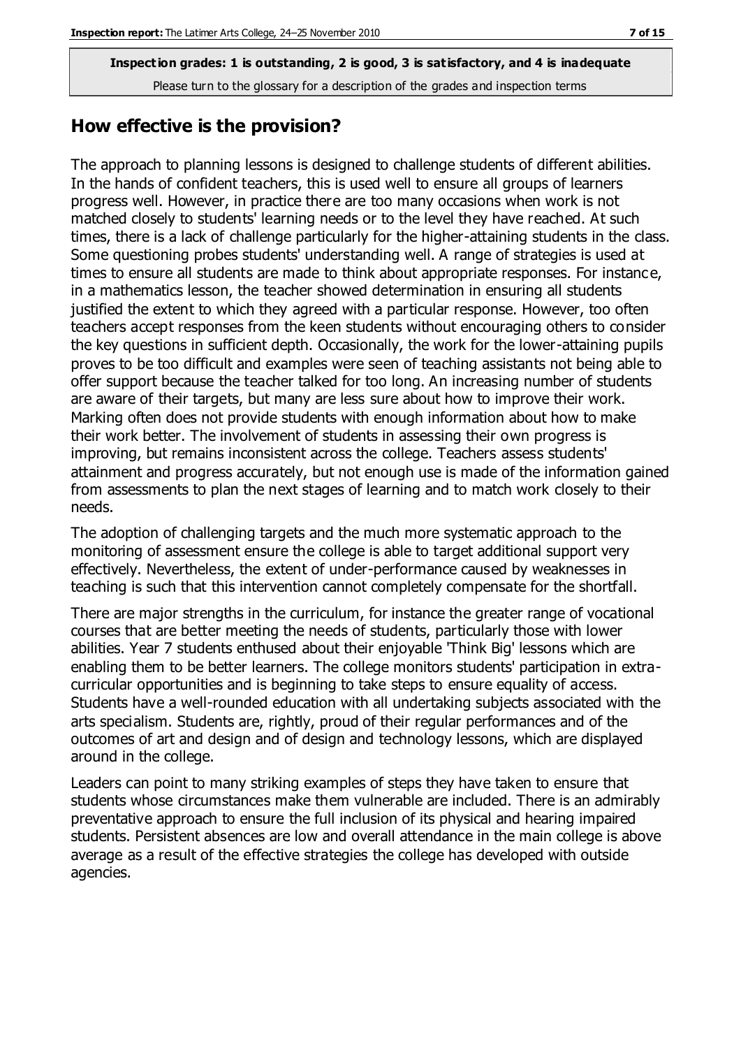**Inspection grades: 1 is outstanding, 2 is good, 3 is satisfactory, and 4 is inadequate**
Please turn to the glossary for a description of the grades and inspection terms

## How effective is the provision?

The approach to planning lessons is designed to challenge students of different abilities. In the hands of confident teachers, this is used well to ensure all groups of learners progress well. However, in practice there are too many occasions when work is not matched closely to students' learning needs or to the level they have reached. At such times, there is a lack of challenge particularly for the higher-attaining students in the class. Some questioning probes students' understanding well. A range of strategies is used at times to ensure all students are made to think about appropriate responses. For instance, in a mathematics lesson, the teacher showed determination in ensuring all students justified the extent to which they agreed with a particular response. However, too often teachers accept responses from the keen students without encouraging others to consider the key questions in sufficient depth. Occasionally, the work for the lower-attaining pupils proves to be too difficult and examples were seen of teaching assistants not being able to offer support because the teacher talked for too long. An increasing number of students are aware of their targets, but many are less sure about how to improve their work. Marking often does not provide students with enough information about how to make their work better. The involvement of students in assessing their own progress is improving, but remains inconsistent across the college. Teachers assess students' attainment and progress accurately, but not enough use is made of the information gained from assessments to plan the next stages of learning and to match work closely to their needs.

The adoption of challenging targets and the much more systematic approach to the monitoring of assessment ensure the college is able to target additional support very effectively. Nevertheless, the extent of under-performance caused by weaknesses in teaching is such that this intervention cannot completely compensate for the shortfall.

There are major strengths in the curriculum, for instance the greater range of vocational courses that are better meeting the needs of students, particularly those with lower abilities. Year 7 students enthused about their enjoyable 'Think Big' lessons which are enabling them to be better learners. The college monitors students' participation in extra-curricular opportunities and is beginning to take steps to ensure equality of access. Students have a well-rounded education with all undertaking subjects associated with the arts specialism. Students are, rightly, proud of their regular performances and of the outcomes of art and design and of design and technology lessons, which are displayed around in the college.

Leaders can point to many striking examples of steps they have taken to ensure that students whose circumstances make them vulnerable are included. There is an admirably preventative approach to ensure the full inclusion of its physical and hearing impaired students. Persistent absences are low and overall attendance in the main college is above average as a result of the effective strategies the college has developed with outside agencies.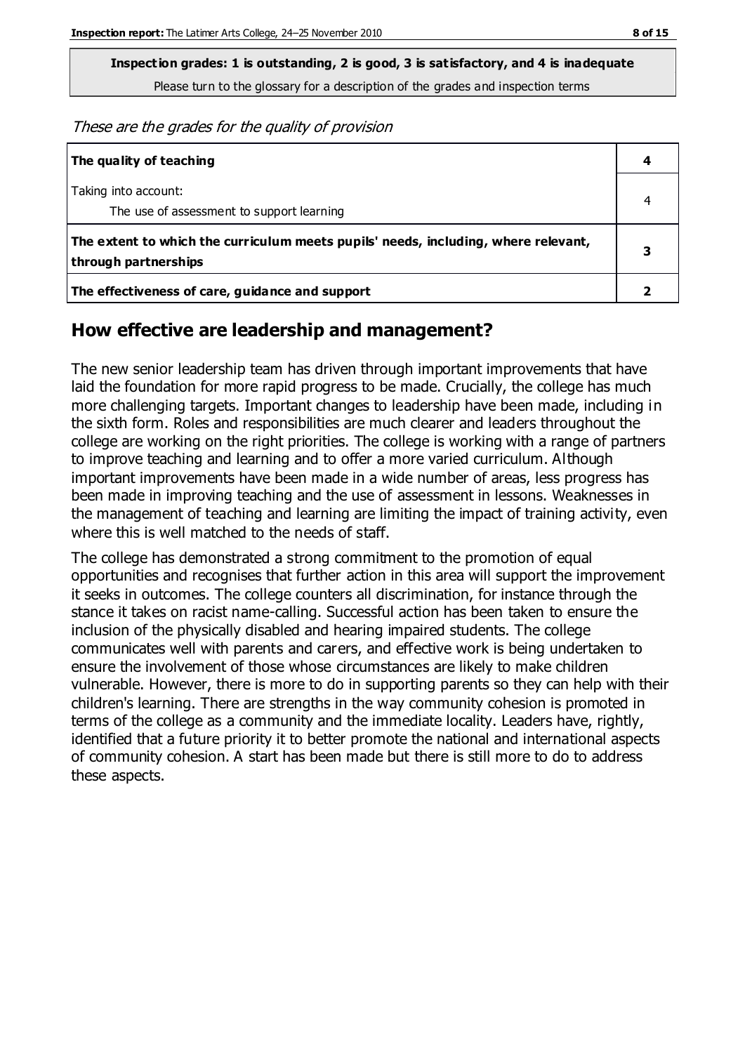**Inspection grades: 1 is outstanding, 2 is good, 3 is satisfactory, and 4 is inadequate**

Please turn to the glossary for a description of the grades and inspection terms

*These are the grades for the quality of provision*

| | |
|---|---|
| **The quality of teaching** | **4** |
| Taking into account:<br>The use of assessment to support learning | 4 |
| **The extent to which the curriculum meets pupils' needs, including, where relevant, through partnerships** | **3** |
| **The effectiveness of care, guidance and support** | **2** |

## How effective are leadership and management?

The new senior leadership team has driven through important improvements that have laid the foundation for more rapid progress to be made. Crucially, the college has much more challenging targets. Important changes to leadership have been made, including in the sixth form. Roles and responsibilities are much clearer and leaders throughout the college are working on the right priorities. The college is working with a range of partners to improve teaching and learning and to offer a more varied curriculum. Although important improvements have been made in a wide number of areas, less progress has been made in improving teaching and the use of assessment in lessons. Weaknesses in the management of teaching and learning are limiting the impact of training activity, even where this is well matched to the needs of staff.

The college has demonstrated a strong commitment to the promotion of equal opportunities and recognises that further action in this area will support the improvement it seeks in outcomes. The college counters all discrimination, for instance through the stance it takes on racist name-calling. Successful action has been taken to ensure the inclusion of the physically disabled and hearing impaired students. The college communicates well with parents and carers, and effective work is being undertaken to ensure the involvement of those whose circumstances are likely to make children vulnerable. However, there is more to do in supporting parents so they can help with their children's learning. There are strengths in the way community cohesion is promoted in terms of the college as a community and the immediate locality. Leaders have, rightly, identified that a future priority it to better promote the national and international aspects of community cohesion. A start has been made but there is still more to do to address these aspects.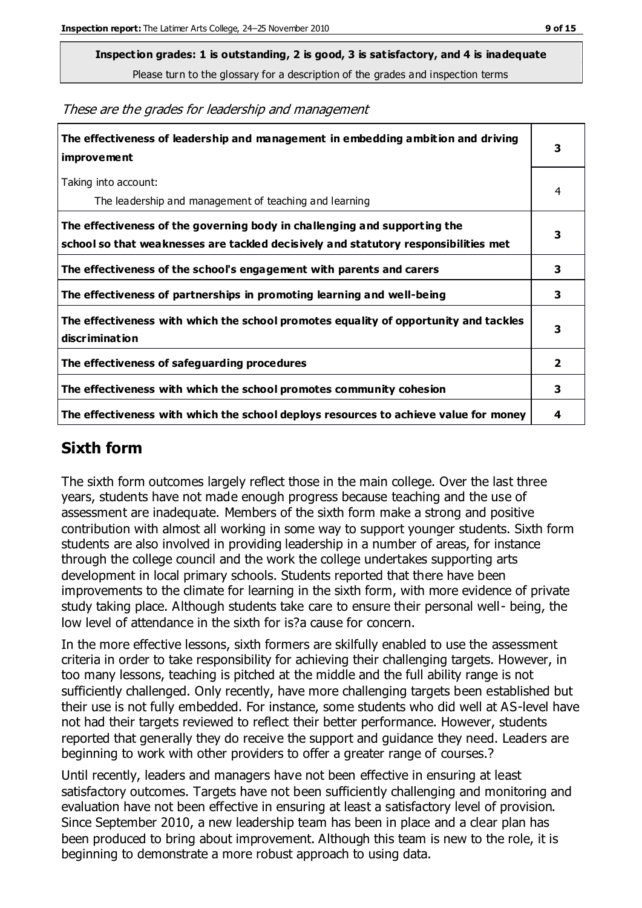**Inspection grades: 1 is outstanding, 2 is good, 3 is satisfactory, and 4 is inadequate**

Please turn to the glossary for a description of the grades and inspection terms

*These are the grades for leadership and management*

| | |
|---|---|
| **The effectiveness of leadership and management in embedding ambition and driving improvement** | 3 |
| Taking into account:<br>The leadership and management of teaching and learning | 4 |
| **The effectiveness of the governing body in challenging and supporting the school so that weaknesses are tackled decisively and statutory responsibilities met** | 3 |
| **The effectiveness of the school's engagement with parents and carers** | 3 |
| **The effectiveness of partnerships in promoting learning and well-being** | 3 |
| **The effectiveness with which the school promotes equality of opportunity and tackles discrimination** | 3 |
| **The effectiveness of safeguarding procedures** | 2 |
| **The effectiveness with which the school promotes community cohesion** | 3 |
| **The effectiveness with which the school deploys resources to achieve value for money** | 4 |

## Sixth form

The sixth form outcomes largely reflect those in the main college. Over the last three years, students have not made enough progress because teaching and the use of assessment are inadequate. Members of the sixth form make a strong and positive contribution with almost all working in some way to support younger students. Sixth form students are also involved in providing leadership in a number of areas, for instance through the college council and the work the college undertakes supporting arts development in local primary schools. Students reported that there have been improvements to the climate for learning in the sixth form, with more evidence of private study taking place. Although students take care to ensure their personal well- being, the low level of attendance in the sixth for is?a cause for concern.

In the more effective lessons, sixth formers are skilfully enabled to use the assessment criteria in order to take responsibility for achieving their challenging targets. However, in too many lessons, teaching is pitched at the middle and the full ability range is not sufficiently challenged. Only recently, have more challenging targets been established but their use is not fully embedded. For instance, some students who did well at AS-level have not had their targets reviewed to reflect their better performance. However, students reported that generally they do receive the support and guidance they need. Leaders are beginning to work with other providers to offer a greater range of courses.?

Until recently, leaders and managers have not been effective in ensuring at least satisfactory outcomes. Targets have not been sufficiently challenging and monitoring and evaluation have not been effective in ensuring at least a satisfactory level of provision. Since September 2010, a new leadership team has been in place and a clear plan has been produced to bring about improvement. Although this team is new to the role, it is beginning to demonstrate a more robust approach to using data.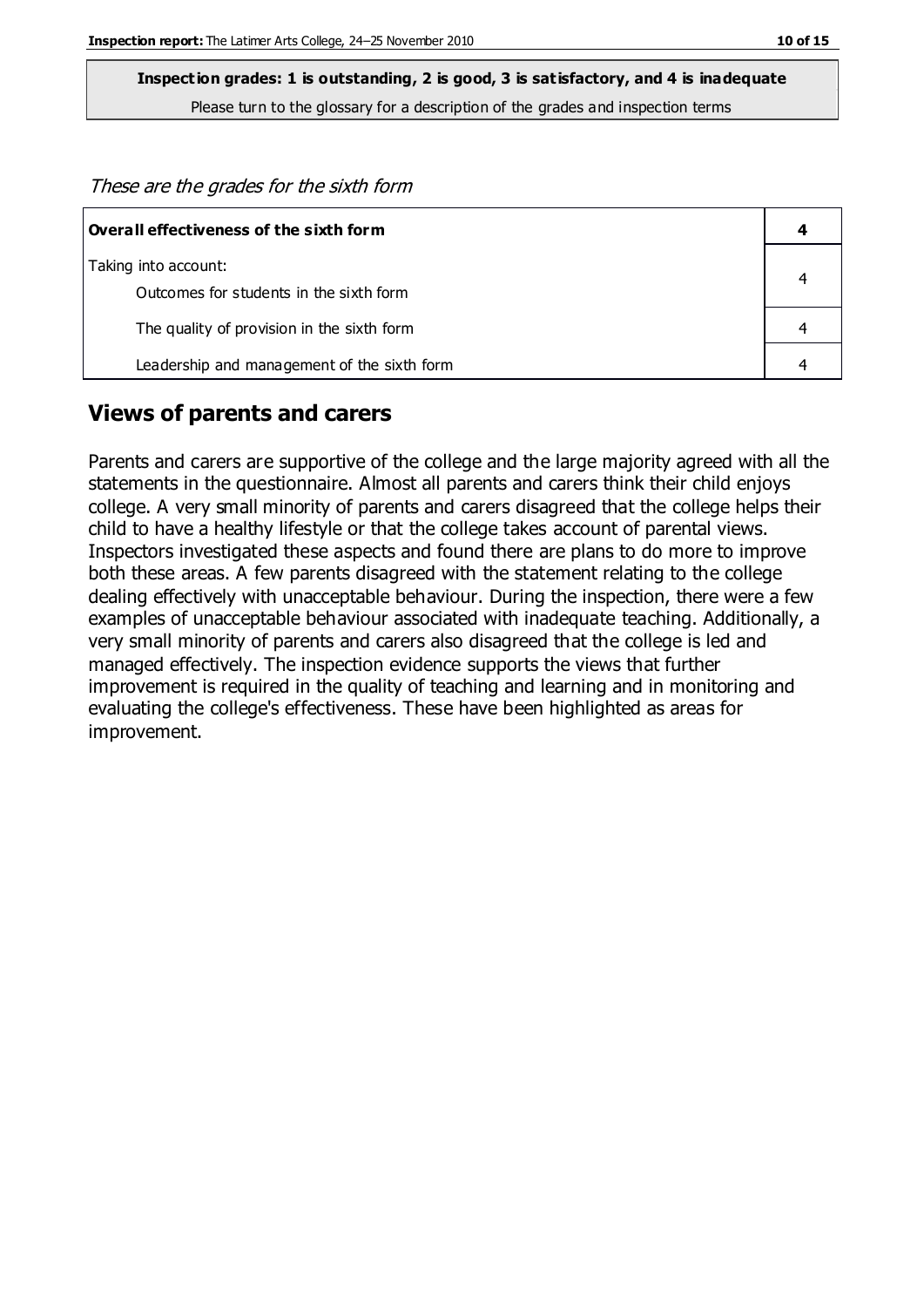**Inspection grades: 1 is outstanding, 2 is good, 3 is satisfactory, and 4 is inadequate**

Please turn to the glossary for a description of the grades and inspection terms

*These are the grades for the sixth form*

| **Overall effectiveness of the sixth form** | **4** |
|---|---|
| Taking into account:<br>Outcomes for students in the sixth form | 4 |
| The quality of provision in the sixth form | 4 |
| Leadership and management of the sixth form | 4 |

## Views of parents and carers

Parents and carers are supportive of the college and the large majority agreed with all the statements in the questionnaire. Almost all parents and carers think their child enjoys college. A very small minority of parents and carers disagreed that the college helps their child to have a healthy lifestyle or that the college takes account of parental views. Inspectors investigated these aspects and found there are plans to do more to improve both these areas. A few parents disagreed with the statement relating to the college dealing effectively with unacceptable behaviour. During the inspection, there were a few examples of unacceptable behaviour associated with inadequate teaching. Additionally, a very small minority of parents and carers also disagreed that the college is led and managed effectively. The inspection evidence supports the views that further improvement is required in the quality of teaching and learning and in monitoring and evaluating the college's effectiveness. These have been highlighted as areas for improvement.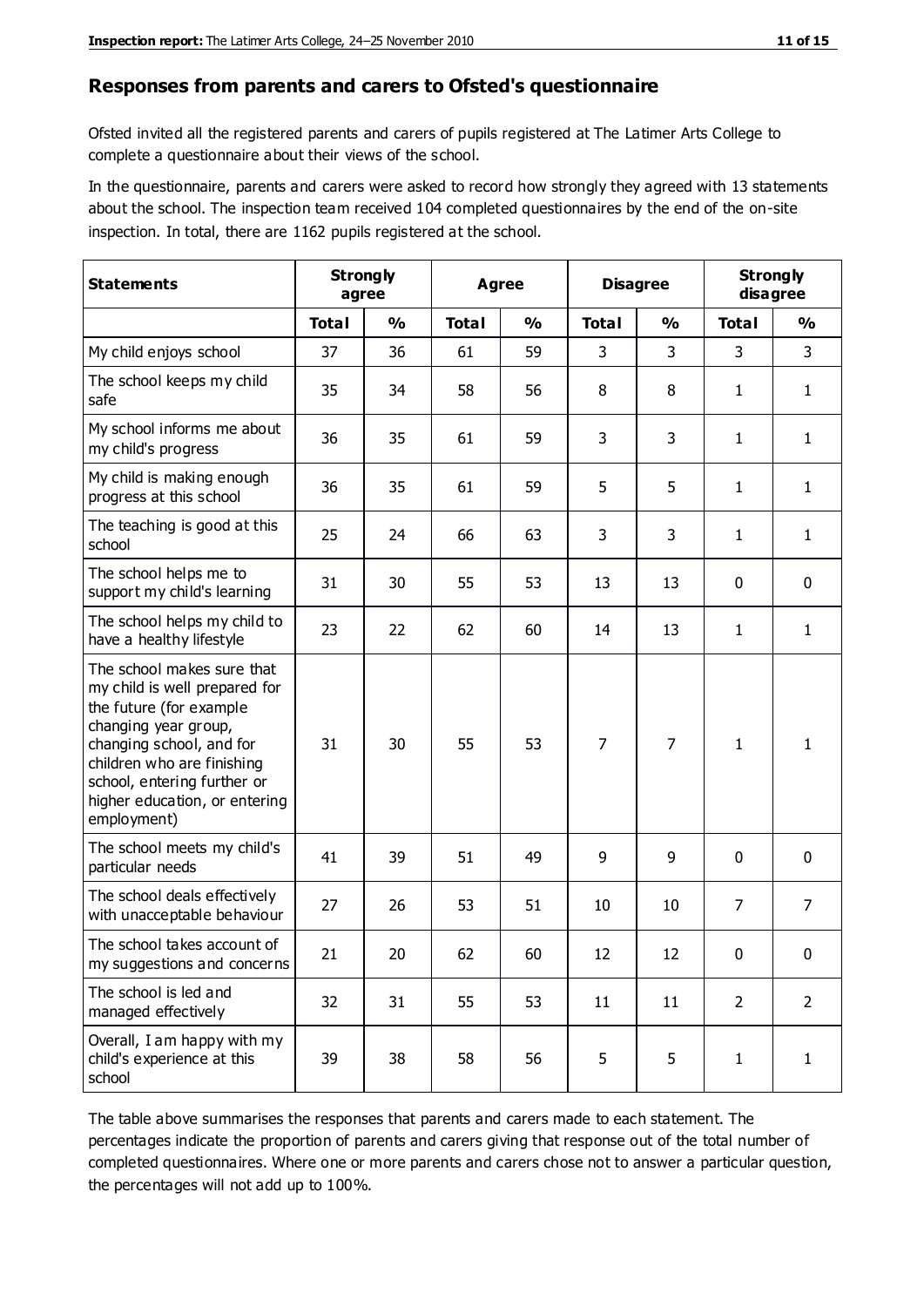## Responses from parents and carers to Ofsted's questionnaire

Ofsted invited all the registered parents and carers of pupils registered at The Latimer Arts College to complete a questionnaire about their views of the school.

In the questionnaire, parents and carers were asked to record how strongly they agreed with 13 statements about the school. The inspection team received 104 completed questionnaires by the end of the on-site inspection. In total, there are 1162 pupils registered at the school.

| Statements | Strongly agree | | Agree | | Disagree | | Strongly disagree | |
|---|---|---|---|---|---|---|---|---|
| | Total | % | Total | % | Total | % | Total | % |
| My child enjoys school | 37 | 36 | 61 | 59 | 3 | 3 | 3 | 3 |
| The school keeps my child safe | 35 | 34 | 58 | 56 | 8 | 8 | 1 | 1 |
| My school informs me about my child's progress | 36 | 35 | 61 | 59 | 3 | 3 | 1 | 1 |
| My child is making enough progress at this school | 36 | 35 | 61 | 59 | 5 | 5 | 1 | 1 |
| The teaching is good at this school | 25 | 24 | 66 | 63 | 3 | 3 | 1 | 1 |
| The school helps me to support my child's learning | 31 | 30 | 55 | 53 | 13 | 13 | 0 | 0 |
| The school helps my child to have a healthy lifestyle | 23 | 22 | 62 | 60 | 14 | 13 | 1 | 1 |
| The school makes sure that my child is well prepared for the future (for example changing year group, changing school, and for children who are finishing school, entering further or higher education, or entering employment) | 31 | 30 | 55 | 53 | 7 | 7 | 1 | 1 |
| The school meets my child's particular needs | 41 | 39 | 51 | 49 | 9 | 9 | 0 | 0 |
| The school deals effectively with unacceptable behaviour | 27 | 26 | 53 | 51 | 10 | 10 | 7 | 7 |
| The school takes account of my suggestions and concerns | 21 | 20 | 62 | 60 | 12 | 12 | 0 | 0 |
| The school is led and managed effectively | 32 | 31 | 55 | 53 | 11 | 11 | 2 | 2 |
| Overall, I am happy with my child's experience at this school | 39 | 38 | 58 | 56 | 5 | 5 | 1 | 1 |

The table above summarises the responses that parents and carers made to each statement. The percentages indicate the proportion of parents and carers giving that response out of the total number of completed questionnaires. Where one or more parents and carers chose not to answer a particular question, the percentages will not add up to 100%.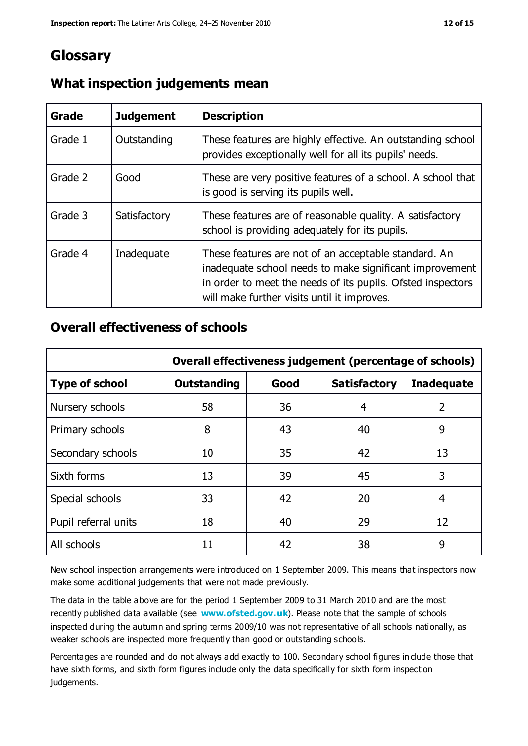# Glossary

## What inspection judgements mean

| Grade | Judgement | Description |
|---|---|---|
| Grade 1 | Outstanding | These features are highly effective. An outstanding school provides exceptionally well for all its pupils' needs. |
| Grade 2 | Good | These are very positive features of a school. A school that is good is serving its pupils well. |
| Grade 3 | Satisfactory | These features are of reasonable quality. A satisfactory school is providing adequately for its pupils. |
| Grade 4 | Inadequate | These features are not of an acceptable standard. An inadequate school needs to make significant improvement in order to meet the needs of its pupils. Ofsted inspectors will make further visits until it improves. |

## Overall effectiveness of schools

| | Overall effectiveness judgement (percentage of schools) | | | |
|---|---|---|---|---|
| **Type of school** | **Outstanding** | **Good** | **Satisfactory** | **Inadequate** |
| Nursery schools | 58 | 36 | 4 | 2 |
| Primary schools | 8 | 43 | 40 | 9 |
| Secondary schools | 10 | 35 | 42 | 13 |
| Sixth forms | 13 | 39 | 45 | 3 |
| Special schools | 33 | 42 | 20 | 4 |
| Pupil referral units | 18 | 40 | 29 | 12 |
| All schools | 11 | 42 | 38 | 9 |

New school inspection arrangements were introduced on 1 September 2009. This means that inspectors now make some additional judgements that were not made previously.

The data in the table above are for the period 1 September 2009 to 31 March 2010 and are the most recently published data available (see **www.ofsted.gov.uk**). Please note that the sample of schools inspected during the autumn and spring terms 2009/10 was not representative of all schools nationally, as weaker schools are inspected more frequently than good or outstanding schools.

Percentages are rounded and do not always add exactly to 100. Secondary school figures include those that have sixth forms, and sixth form figures include only the data specifically for sixth form inspection judgements.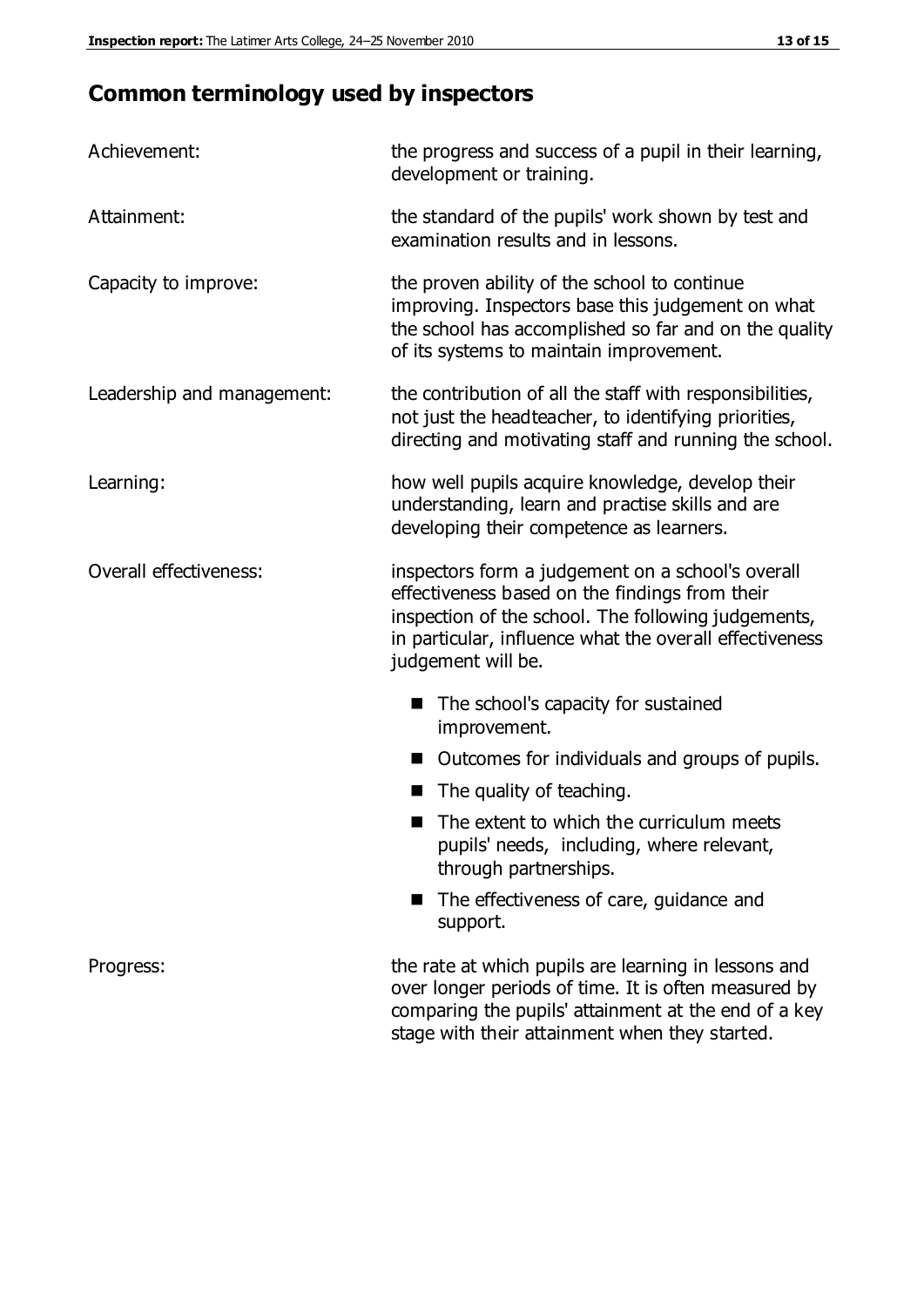## Common terminology used by inspectors

| | |
|---|---|
| Achievement: | the progress and success of a pupil in their learning, development or training. |
| Attainment: | the standard of the pupils' work shown by test and examination results and in lessons. |
| Capacity to improve: | the proven ability of the school to continue improving. Inspectors base this judgement on what the school has accomplished so far and on the quality of its systems to maintain improvement. |
| Leadership and management: | the contribution of all the staff with responsibilities, not just the headteacher, to identifying priorities, directing and motivating staff and running the school. |
| Learning: | how well pupils acquire knowledge, develop their understanding, learn and practise skills and are developing their competence as learners. |
| Overall effectiveness: | inspectors form a judgement on a school's overall effectiveness based on the findings from their inspection of the school. The following judgements, in particular, influence what the overall effectiveness judgement will be. |

- The school's capacity for sustained improvement.
- Outcomes for individuals and groups of pupils.
- The quality of teaching.
- The extent to which the curriculum meets pupils' needs, including, where relevant, through partnerships.
- The effectiveness of care, guidance and support.

| | |
|---|---|
| Progress: | the rate at which pupils are learning in lessons and over longer periods of time. It is often measured by comparing the pupils' attainment at the end of a key stage with their attainment when they started. |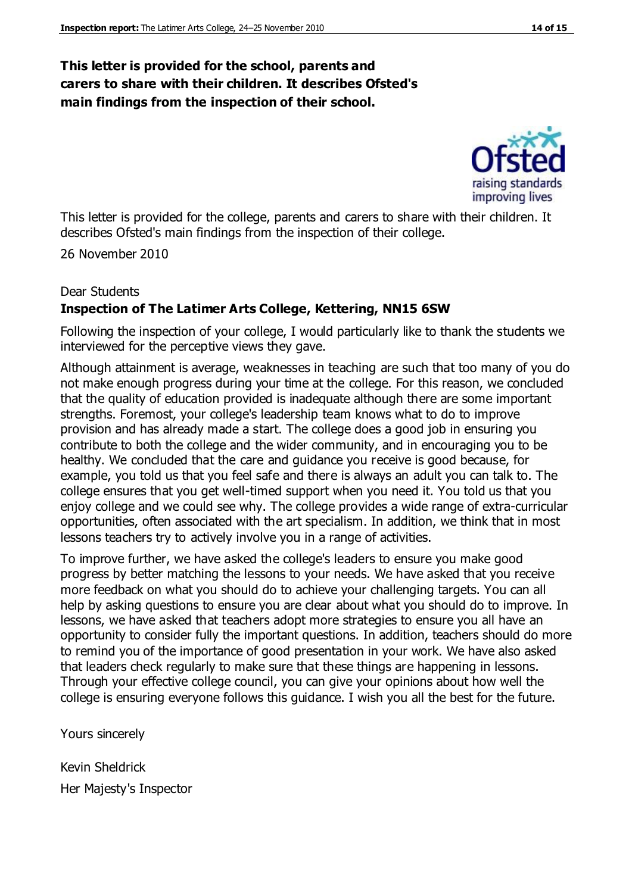**This letter is provided for the school, parents and carers to share with their children. It describes Ofsted's main findings from the inspection of their school.**

This letter is provided for the college, parents and carers to share with their children. It describes Ofsted's main findings from the inspection of their college.

26 November 2010

Dear Students

**Inspection of The Latimer Arts College, Kettering, NN15 6SW**

Following the inspection of your college, I would particularly like to thank the students we interviewed for the perceptive views they gave.

Although attainment is average, weaknesses in teaching are such that too many of you do not make enough progress during your time at the college. For this reason, we concluded that the quality of education provided is inadequate although there are some important strengths. Foremost, your college's leadership team knows what to do to improve provision and has already made a start. The college does a good job in ensuring you contribute to both the college and the wider community, and in encouraging you to be healthy. We concluded that the care and guidance you receive is good because, for example, you told us that you feel safe and there is always an adult you can talk to. The college ensures that you get well-timed support when you need it. You told us that you enjoy college and we could see why. The college provides a wide range of extra-curricular opportunities, often associated with the art specialism. In addition, we think that in most lessons teachers try to actively involve you in a range of activities.

To improve further, we have asked the college's leaders to ensure you make good progress by better matching the lessons to your needs. We have asked that you receive more feedback on what you should do to achieve your challenging targets. You can all help by asking questions to ensure you are clear about what you should do to improve. In lessons, we have asked that teachers adopt more strategies to ensure you all have an opportunity to consider fully the important questions. In addition, teachers should do more to remind you of the importance of good presentation in your work. We have also asked that leaders check regularly to make sure that these things are happening in lessons. Through your effective college council, you can give your opinions about how well the college is ensuring everyone follows this guidance. I wish you all the best for the future.

Yours sincerely

Kevin Sheldrick

Her Majesty's Inspector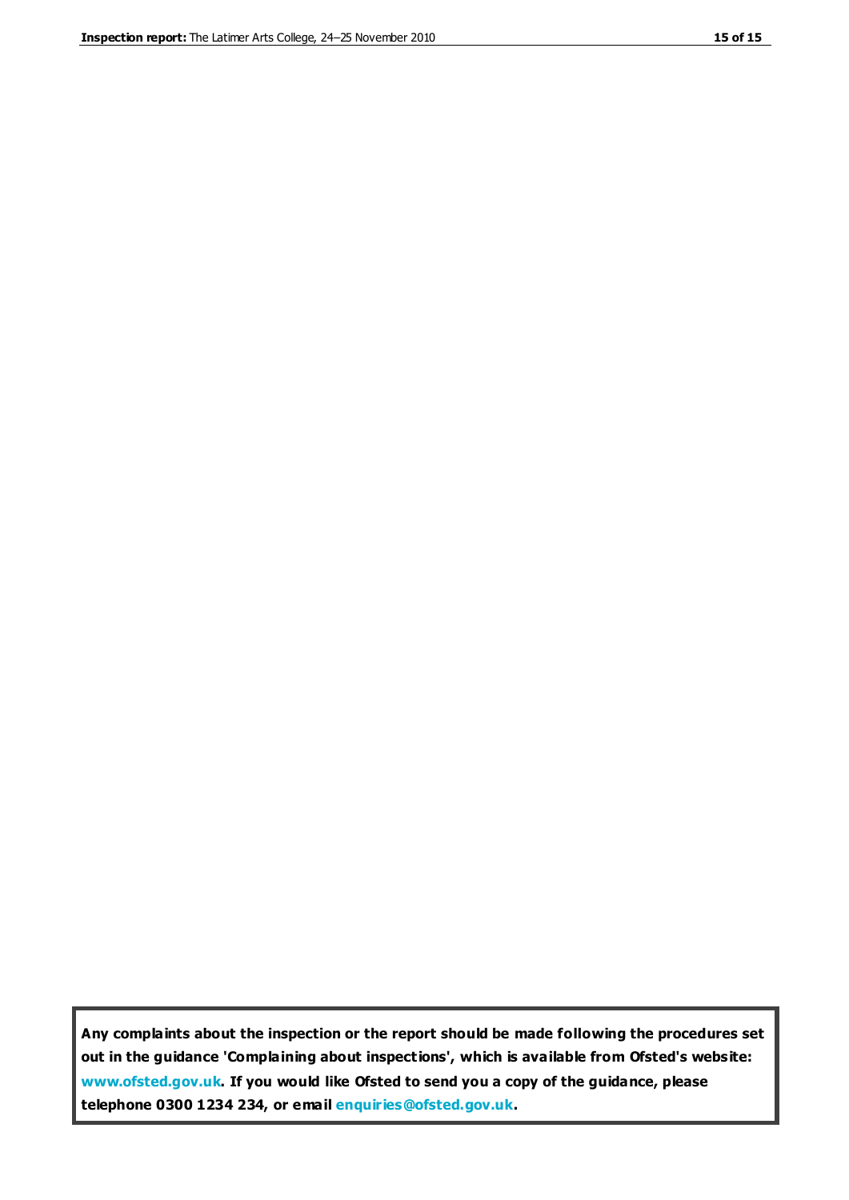**Any complaints about the inspection or the report should be made following the procedures set out in the guidance 'Complaining about inspections', which is available from Ofsted's website: www.ofsted.gov.uk. If you would like Ofsted to send you a copy of the guidance, please telephone 0300 1234 234, or email enquiries@ofsted.gov.uk.**